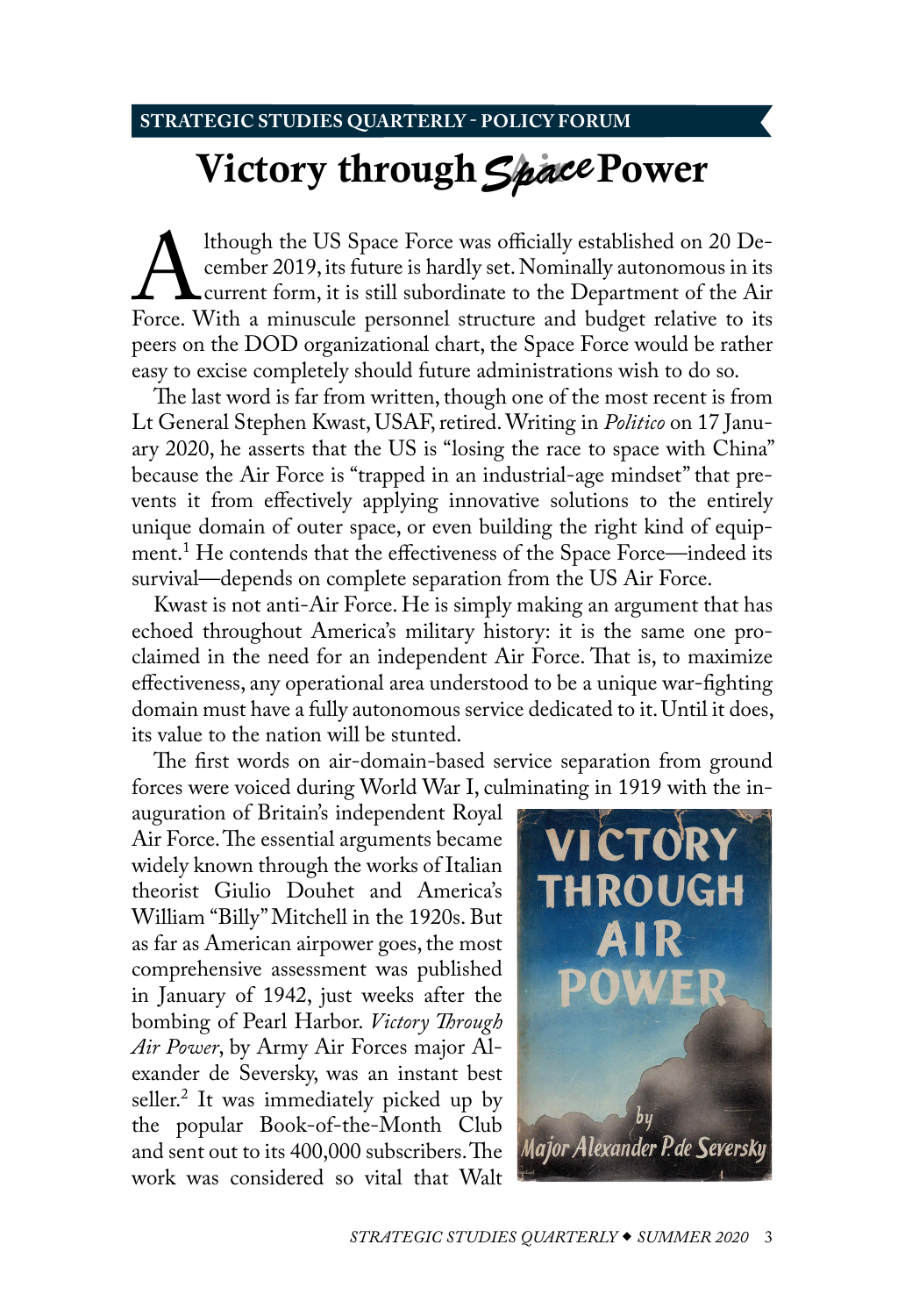STRATEGIC STUDIES QUARTERLY - POLICY FORUM

# Victory through ~~Air~~ *Space* Power

Although the US Space Force was officially established on 20 December 2019, its future is hardly set. Nominally autonomous in its current form, it is still subordinate to the Department of the Air Force. With a minuscule personnel structure and budget relative to its peers on the DOD organizational chart, the Space Force would be rather easy to excise completely should future administrations wish to do so.

The last word is far from written, though one of the most recent is from Lt General Stephen Kwast, USAF, retired. Writing in *Politico* on 17 January 2020, he asserts that the US is "losing the race to space with China" because the Air Force is "trapped in an industrial-age mindset" that prevents it from effectively applying innovative solutions to the entirely unique domain of outer space, or even building the right kind of equipment.[1] He contends that the effectiveness of the Space Force—indeed its survival—depends on complete separation from the US Air Force.

Kwast is not anti-Air Force. He is simply making an argument that has echoed throughout America's military history: it is the same one proclaimed in the need for an independent Air Force. That is, to maximize effectiveness, any operational area understood to be a unique war-fighting domain must have a fully autonomous service dedicated to it. Until it does, its value to the nation will be stunted.

The first words on air-domain-based service separation from ground forces were voiced during World War I, culminating in 1919 with the inauguration of Britain's independent Royal Air Force. The essential arguments became widely known through the works of Italian theorist Giulio Douhet and America's William "Billy" Mitchell in the 1920s. But as far as American airpower goes, the most comprehensive assessment was published in January of 1942, just weeks after the bombing of Pearl Harbor. *Victory Through Air Power*, by Army Air Forces major Alexander de Seversky, was an instant best seller.[2] It was immediately picked up by the popular Book-of-the-Month Club and sent out to its 400,000 subscribers. The work was considered so vital that Walt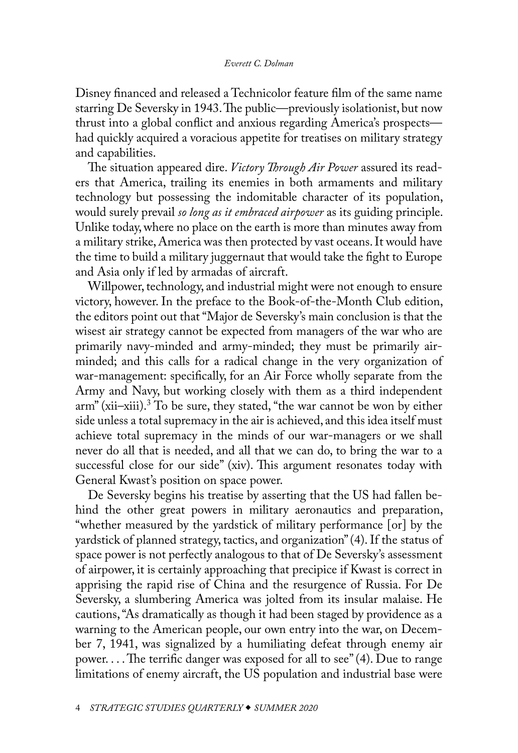Disney financed and released a Technicolor feature film of the same name starring De Seversky in 1943. The public—previously isolationist, but now thrust into a global conflict and anxious regarding America's prospects—had quickly acquired a voracious appetite for treatises on military strategy and capabilities.

The situation appeared dire. *Victory Through Air Power* assured its readers that America, trailing its enemies in both armaments and military technology but possessing the indomitable character of its population, would surely prevail *so long as it embraced airpower* as its guiding principle. Unlike today, where no place on the earth is more than minutes away from a military strike, America was then protected by vast oceans. It would have the time to build a military juggernaut that would take the fight to Europe and Asia only if led by armadas of aircraft.

Willpower, technology, and industrial might were not enough to ensure victory, however. In the preface to the Book-of-the-Month Club edition, the editors point out that "Major de Seversky's main conclusion is that the wisest air strategy cannot be expected from managers of the war who are primarily navy-minded and army-minded; they must be primarily air-minded; and this calls for a radical change in the very organization of war-management: specifically, for an Air Force wholly separate from the Army and Navy, but working closely with them as a third independent arm" (xii–xiii).[3] To be sure, they stated, "the war cannot be won by either side unless a total supremacy in the air is achieved, and this idea itself must achieve total supremacy in the minds of our war-managers or we shall never do all that is needed, and all that we can do, to bring the war to a successful close for our side" (xiv). This argument resonates today with General Kwast's position on space power.

De Seversky begins his treatise by asserting that the US had fallen behind the other great powers in military aeronautics and preparation, "whether measured by the yardstick of military performance [or] by the yardstick of planned strategy, tactics, and organization" (4). If the status of space power is not perfectly analogous to that of De Seversky's assessment of airpower, it is certainly approaching that precipice if Kwast is correct in apprising the rapid rise of China and the resurgence of Russia. For De Seversky, a slumbering America was jolted from its insular malaise. He cautions, "As dramatically as though it had been staged by providence as a warning to the American people, our own entry into the war, on December 7, 1941, was signalized by a humiliating defeat through enemy air power. . . . The terrific danger was exposed for all to see" (4). Due to range limitations of enemy aircraft, the US population and industrial base were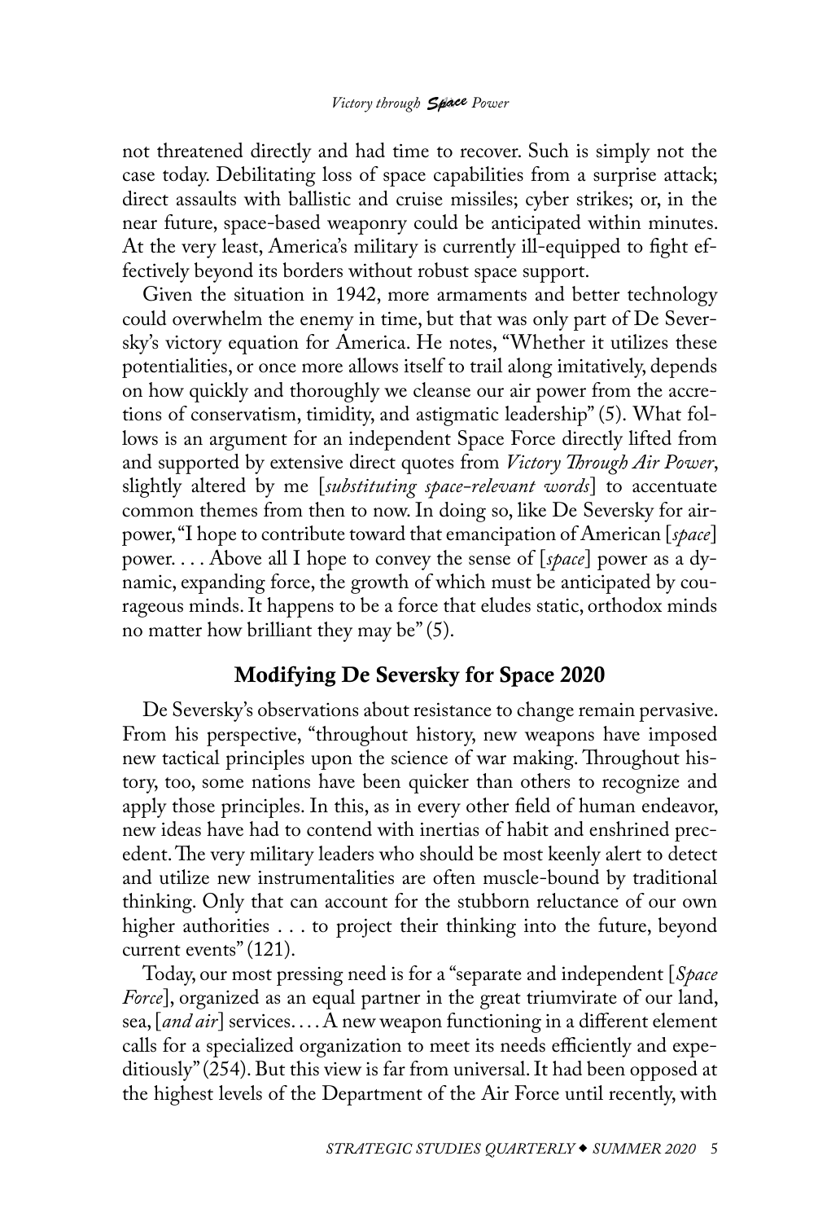not threatened directly and had time to recover. Such is simply not the case today. Debilitating loss of space capabilities from a surprise attack; direct assaults with ballistic and cruise missiles; cyber strikes; or, in the near future, space-based weaponry could be anticipated within minutes. At the very least, America's military is currently ill-equipped to fight effectively beyond its borders without robust space support.

Given the situation in 1942, more armaments and better technology could overwhelm the enemy in time, but that was only part of De Seversky's victory equation for America. He notes, "Whether it utilizes these potentialities, or once more allows itself to trail along imitatively, depends on how quickly and thoroughly we cleanse our air power from the accretions of conservatism, timidity, and astigmatic leadership" (5). What follows is an argument for an independent Space Force directly lifted from and supported by extensive direct quotes from *Victory Through Air Power*, slightly altered by me [*substituting space-relevant words*] to accentuate common themes from then to now. In doing so, like De Seversky for airpower, "I hope to contribute toward that emancipation of American [*space*] power. . . . Above all I hope to convey the sense of [*space*] power as a dynamic, expanding force, the growth of which must be anticipated by courageous minds. It happens to be a force that eludes static, orthodox minds no matter how brilliant they may be" (5).

## Modifying De Seversky for Space 2020

De Seversky's observations about resistance to change remain pervasive. From his perspective, "throughout history, new weapons have imposed new tactical principles upon the science of war making. Throughout history, too, some nations have been quicker than others to recognize and apply those principles. In this, as in every other field of human endeavor, new ideas have had to contend with inertias of habit and enshrined precedent. The very military leaders who should be most keenly alert to detect and utilize new instrumentalities are often muscle-bound by traditional thinking. Only that can account for the stubborn reluctance of our own higher authorities . . . to project their thinking into the future, beyond current events" (121).

Today, our most pressing need is for a "separate and independent [*Space Force*], organized as an equal partner in the great triumvirate of our land, sea, [*and air*] services. . . . A new weapon functioning in a different element calls for a specialized organization to meet its needs efficiently and expeditiously" (254). But this view is far from universal. It had been opposed at the highest levels of the Department of the Air Force until recently, with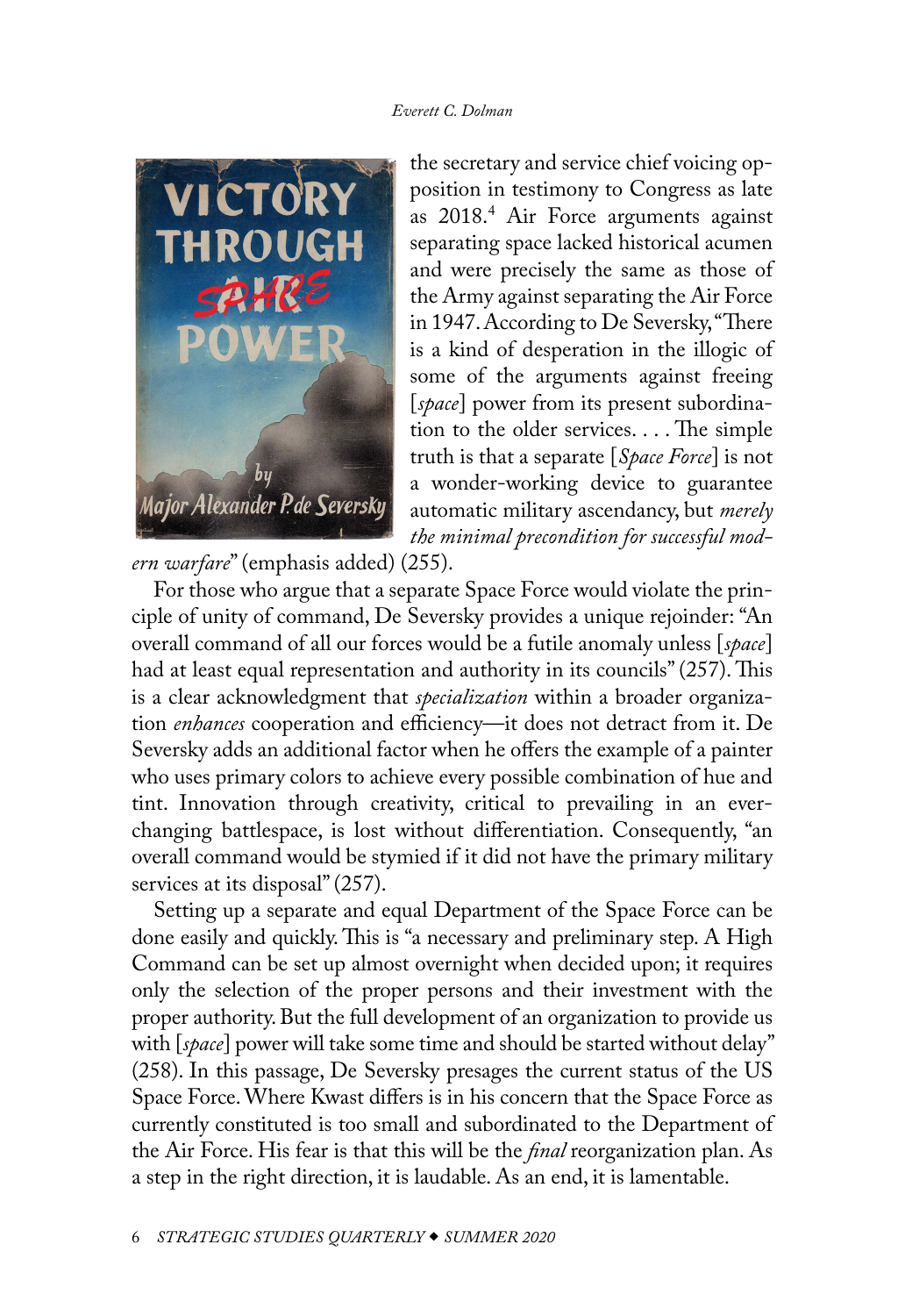the secretary and service chief voicing opposition in testimony to Congress as late as 2018.[4] Air Force arguments against separating space lacked historical acumen and were precisely the same as those of the Army against separating the Air Force in 1947. According to De Seversky, "There is a kind of desperation in the illogic of some of the arguments against freeing [*space*] power from its present subordination to the older services. . . . The simple truth is that a separate [*Space Force*] is not a wonder-working device to guarantee automatic military ascendancy, but *merely the minimal precondition for successful modern warfare*" (emphasis added) (255).

For those who argue that a separate Space Force would violate the principle of unity of command, De Seversky provides a unique rejoinder: "An overall command of all our forces would be a futile anomaly unless [*space*] had at least equal representation and authority in its councils" (257). This is a clear acknowledgment that *specialization* within a broader organization *enhances* cooperation and efficiency—it does not detract from it. De Seversky adds an additional factor when he offers the example of a painter who uses primary colors to achieve every possible combination of hue and tint. Innovation through creativity, critical to prevailing in an ever-changing battlespace, is lost without differentiation. Consequently, "an overall command would be stymied if it did not have the primary military services at its disposal" (257).

Setting up a separate and equal Department of the Space Force can be done easily and quickly. This is "a necessary and preliminary step. A High Command can be set up almost overnight when decided upon; it requires only the selection of the proper persons and their investment with the proper authority. But the full development of an organization to provide us with [*space*] power will take some time and should be started without delay" (258). In this passage, De Seversky presages the current status of the US Space Force. Where Kwast differs is in his concern that the Space Force as currently constituted is too small and subordinated to the Department of the Air Force. His fear is that this will be the *final* reorganization plan. As a step in the right direction, it is laudable. As an end, it is lamentable.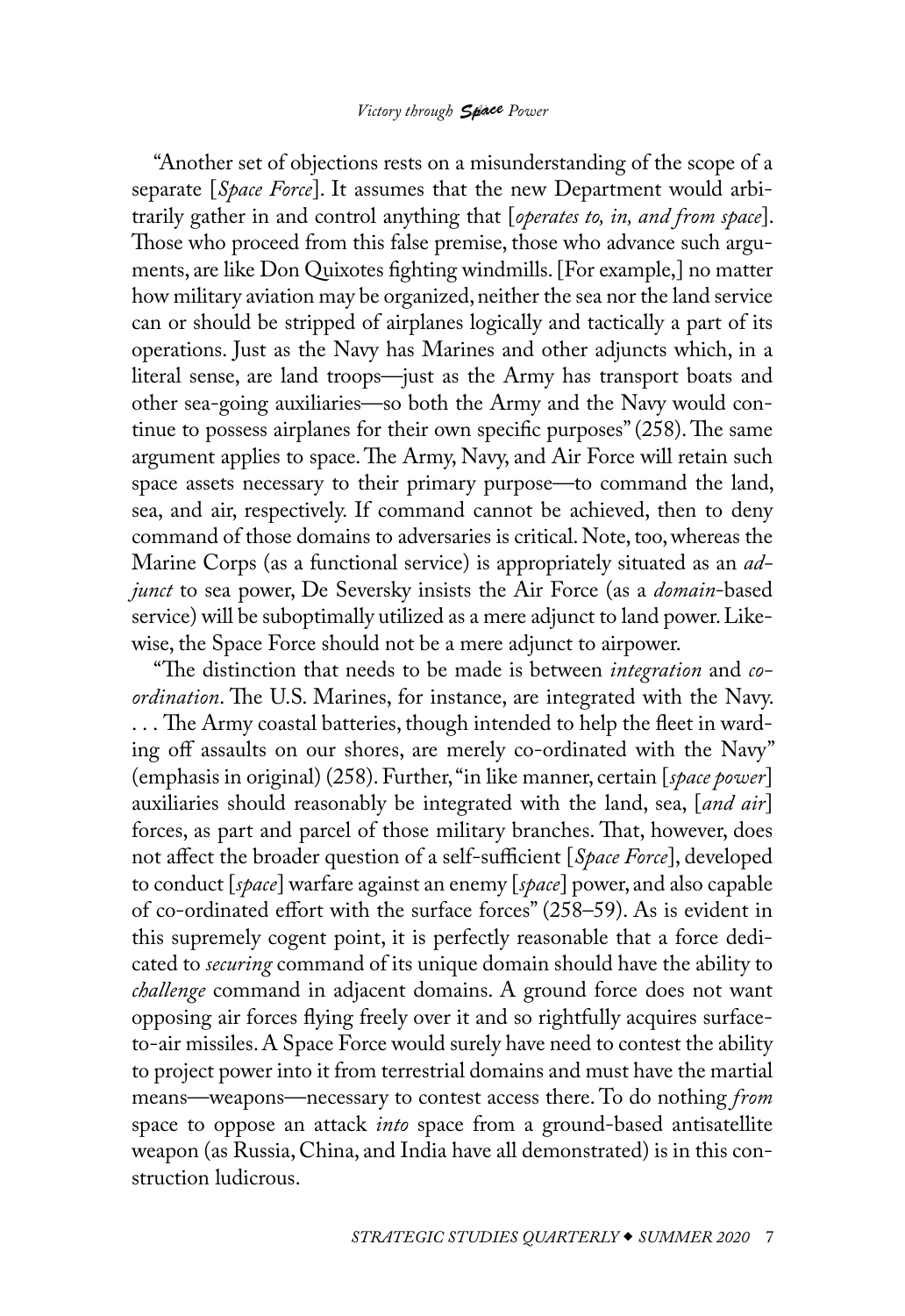"Another set of objections rests on a misunderstanding of the scope of a separate [*Space Force*]. It assumes that the new Department would arbitrarily gather in and control anything that [*operates to, in, and from space*]. Those who proceed from this false premise, those who advance such arguments, are like Don Quixotes fighting windmills. [For example,] no matter how military aviation may be organized, neither the sea nor the land service can or should be stripped of airplanes logically and tactically a part of its operations. Just as the Navy has Marines and other adjuncts which, in a literal sense, are land troops—just as the Army has transport boats and other sea-going auxiliaries—so both the Army and the Navy would continue to possess airplanes for their own specific purposes" (258). The same argument applies to space. The Army, Navy, and Air Force will retain such space assets necessary to their primary purpose—to command the land, sea, and air, respectively. If command cannot be achieved, then to deny command of those domains to adversaries is critical. Note, too, whereas the Marine Corps (as a functional service) is appropriately situated as an *adjunct* to sea power, De Seversky insists the Air Force (as a *domain*-based service) will be suboptimally utilized as a mere adjunct to land power. Likewise, the Space Force should not be a mere adjunct to airpower.

"The distinction that needs to be made is between *integration* and *co-ordination*. The U.S. Marines, for instance, are integrated with the Navy. . . . The Army coastal batteries, though intended to help the fleet in warding off assaults on our shores, are merely co-ordinated with the Navy" (emphasis in original) (258). Further, "in like manner, certain [*space power*] auxiliaries should reasonably be integrated with the land, sea, [*and air*] forces, as part and parcel of those military branches. That, however, does not affect the broader question of a self-sufficient [*Space Force*], developed to conduct [*space*] warfare against an enemy [*space*] power, and also capable of co-ordinated effort with the surface forces" (258–59). As is evident in this supremely cogent point, it is perfectly reasonable that a force dedicated to *securing* command of its unique domain should have the ability to *challenge* command in adjacent domains. A ground force does not want opposing air forces flying freely over it and so rightfully acquires surface-to-air missiles. A Space Force would surely have need to contest the ability to project power into it from terrestrial domains and must have the martial means—weapons—necessary to contest access there. To do nothing *from* space to oppose an attack *into* space from a ground-based antisatellite weapon (as Russia, China, and India have all demonstrated) is in this construction ludicrous.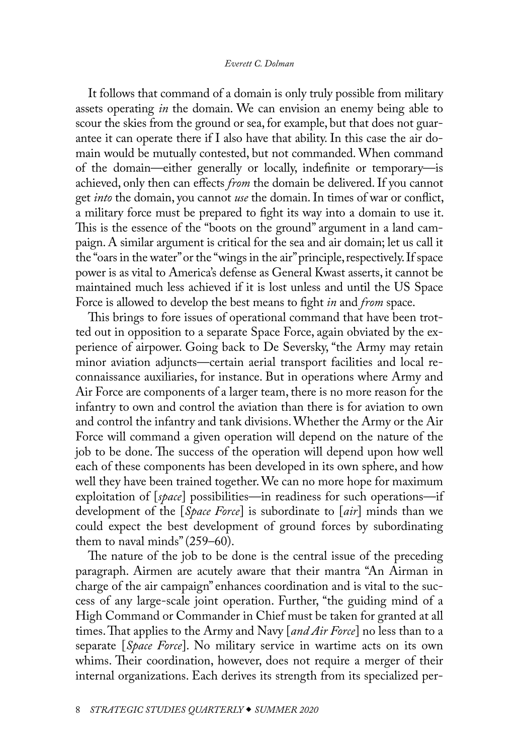It follows that command of a domain is only truly possible from military assets operating *in* the domain. We can envision an enemy being able to scour the skies from the ground or sea, for example, but that does not guarantee it can operate there if I also have that ability. In this case the air domain would be mutually contested, but not commanded. When command of the domain—either generally or locally, indefinite or temporary—is achieved, only then can effects *from* the domain be delivered. If you cannot get *into* the domain, you cannot *use* the domain. In times of war or conflict, a military force must be prepared to fight its way into a domain to use it. This is the essence of the "boots on the ground" argument in a land campaign. A similar argument is critical for the sea and air domain; let us call it the "oars in the water" or the "wings in the air" principle, respectively. If space power is as vital to America's defense as General Kwast asserts, it cannot be maintained much less achieved if it is lost unless and until the US Space Force is allowed to develop the best means to fight *in* and *from* space.

This brings to fore issues of operational command that have been trotted out in opposition to a separate Space Force, again obviated by the experience of airpower. Going back to De Seversky, "the Army may retain minor aviation adjuncts—certain aerial transport facilities and local reconnaissance auxiliaries, for instance. But in operations where Army and Air Force are components of a larger team, there is no more reason for the infantry to own and control the aviation than there is for aviation to own and control the infantry and tank divisions. Whether the Army or the Air Force will command a given operation will depend on the nature of the job to be done. The success of the operation will depend upon how well each of these components has been developed in its own sphere, and how well they have been trained together. We can no more hope for maximum exploitation of [*space*] possibilities—in readiness for such operations—if development of the [*Space Force*] is subordinate to [*air*] minds than we could expect the best development of ground forces by subordinating them to naval minds" (259–60).

The nature of the job to be done is the central issue of the preceding paragraph. Airmen are acutely aware that their mantra "An Airman in charge of the air campaign" enhances coordination and is vital to the success of any large-scale joint operation. Further, "the guiding mind of a High Command or Commander in Chief must be taken for granted at all times. That applies to the Army and Navy [*and Air Force*] no less than to a separate [*Space Force*]. No military service in wartime acts on its own whims. Their coordination, however, does not require a merger of their internal organizations. Each derives its strength from its specialized per-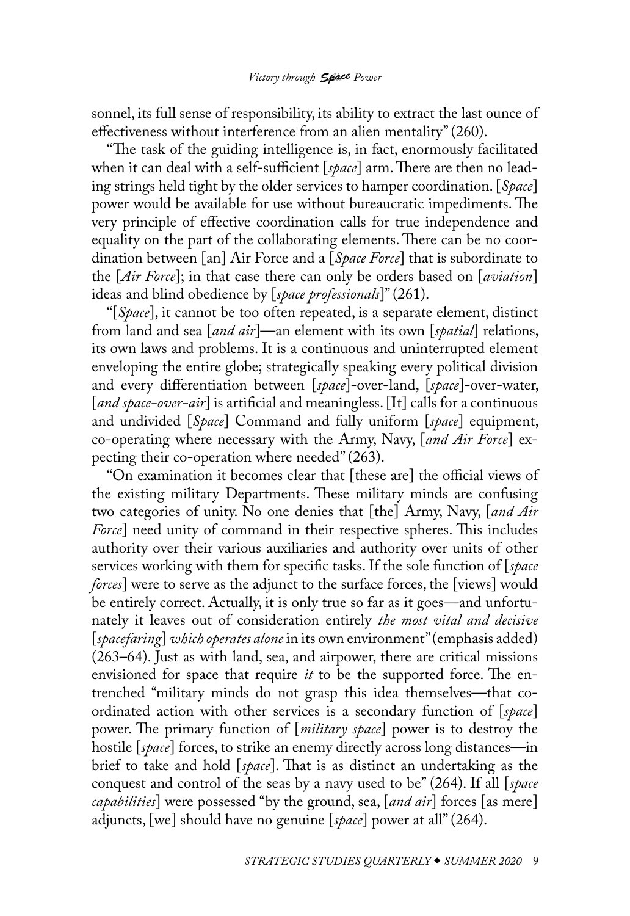sonnel, its full sense of responsibility, its ability to extract the last ounce of effectiveness without interference from an alien mentality" (260).

"The task of the guiding intelligence is, in fact, enormously facilitated when it can deal with a self-sufficient [*space*] arm. There are then no leading strings held tight by the older services to hamper coordination. [*Space*] power would be available for use without bureaucratic impediments. The very principle of effective coordination calls for true independence and equality on the part of the collaborating elements. There can be no coordination between [an] Air Force and a [*Space Force*] that is subordinate to the [*Air Force*]; in that case there can only be orders based on [*aviation*] ideas and blind obedience by [*space professionals*]" (261).

"[*Space*], it cannot be too often repeated, is a separate element, distinct from land and sea [*and air*]—an element with its own [*spatial*] relations, its own laws and problems. It is a continuous and uninterrupted element enveloping the entire globe; strategically speaking every political division and every differentiation between [*space*]-over-land, [*space*]-over-water, [*and space-over-air*] is artificial and meaningless. [It] calls for a continuous and undivided [*Space*] Command and fully uniform [*space*] equipment, co-operating where necessary with the Army, Navy, [*and Air Force*] expecting their co-operation where needed" (263).

"On examination it becomes clear that [these are] the official views of the existing military Departments. These military minds are confusing two categories of unity. No one denies that [the] Army, Navy, [*and Air Force*] need unity of command in their respective spheres. This includes authority over their various auxiliaries and authority over units of other services working with them for specific tasks. If the sole function of [*space forces*] were to serve as the adjunct to the surface forces, the [views] would be entirely correct. Actually, it is only true so far as it goes—and unfortunately it leaves out of consideration entirely *the most vital and decisive* [*spacefaring*] *which operates alone* in its own environment" (emphasis added) (263–64). Just as with land, sea, and airpower, there are critical missions envisioned for space that require *it* to be the supported force. The entrenched "military minds do not grasp this idea themselves—that coordinated action with other services is a secondary function of [*space*] power. The primary function of [*military space*] power is to destroy the hostile [*space*] forces, to strike an enemy directly across long distances—in brief to take and hold [*space*]. That is as distinct an undertaking as the conquest and control of the seas by a navy used to be" (264). If all [*space capabilities*] were possessed "by the ground, sea, [*and air*] forces [as mere] adjuncts, [we] should have no genuine [*space*] power at all" (264).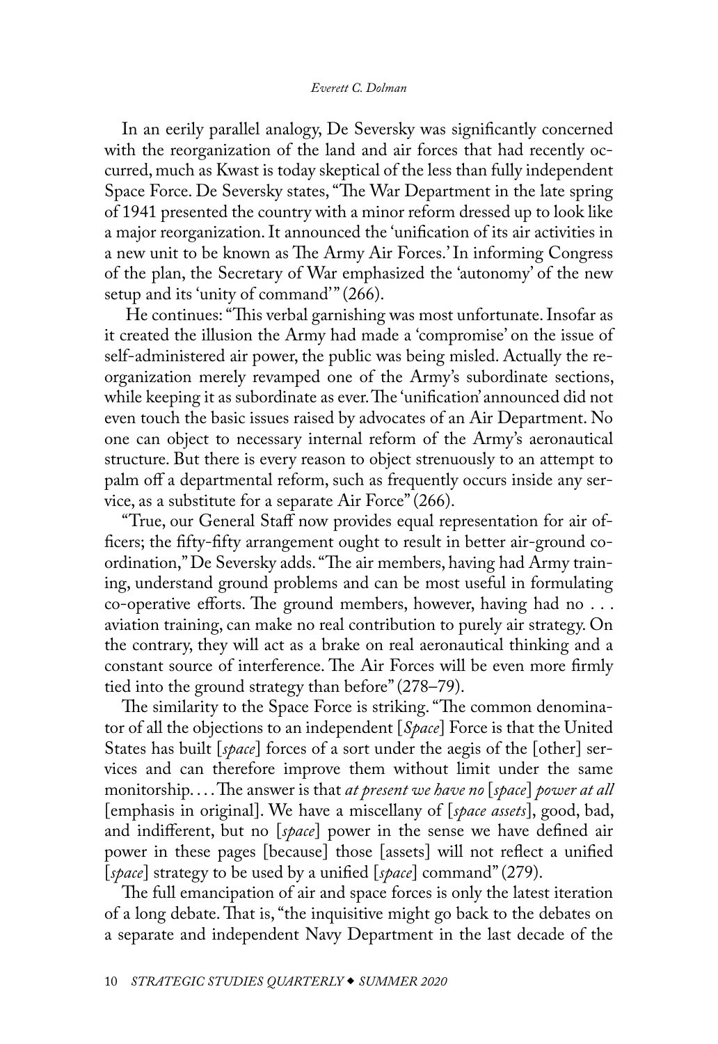In an eerily parallel analogy, De Seversky was significantly concerned with the reorganization of the land and air forces that had recently occurred, much as Kwast is today skeptical of the less than fully independent Space Force. De Seversky states, "The War Department in the late spring of 1941 presented the country with a minor reform dressed up to look like a major reorganization. It announced the 'unification of its air activities in a new unit to be known as The Army Air Forces.' In informing Congress of the plan, the Secretary of War emphasized the 'autonomy' of the new setup and its 'unity of command'" (266).

He continues: "This verbal garnishing was most unfortunate. Insofar as it created the illusion the Army had made a 'compromise' on the issue of self-administered air power, the public was being misled. Actually the reorganization merely revamped one of the Army's subordinate sections, while keeping it as subordinate as ever. The 'unification' announced did not even touch the basic issues raised by advocates of an Air Department. No one can object to necessary internal reform of the Army's aeronautical structure. But there is every reason to object strenuously to an attempt to palm off a departmental reform, such as frequently occurs inside any service, as a substitute for a separate Air Force" (266).

"True, our General Staff now provides equal representation for air officers; the fifty-fifty arrangement ought to result in better air-ground coordination," De Seversky adds. "The air members, having had Army training, understand ground problems and can be most useful in formulating co-operative efforts. The ground members, however, having had no . . . aviation training, can make no real contribution to purely air strategy. On the contrary, they will act as a brake on real aeronautical thinking and a constant source of interference. The Air Forces will be even more firmly tied into the ground strategy than before" (278–79).

The similarity to the Space Force is striking. "The common denominator of all the objections to an independent [*Space*] Force is that the United States has built [*space*] forces of a sort under the aegis of the [other] services and can therefore improve them without limit under the same monitorship. . . . The answer is that *at present we have no* [*space*] *power at all* [emphasis in original]. We have a miscellany of [*space assets*], good, bad, and indifferent, but no [*space*] power in the sense we have defined air power in these pages [because] those [assets] will not reflect a unified [*space*] strategy to be used by a unified [*space*] command" (279).

The full emancipation of air and space forces is only the latest iteration of a long debate. That is, "the inquisitive might go back to the debates on a separate and independent Navy Department in the last decade of the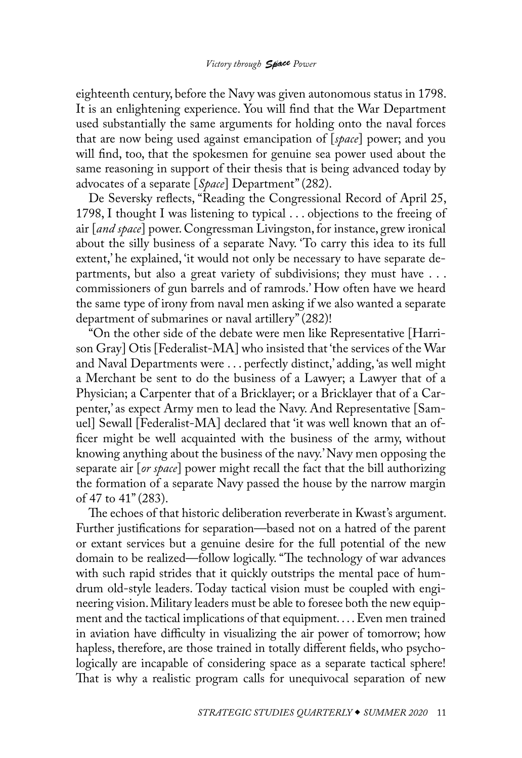eighteenth century, before the Navy was given autonomous status in 1798. It is an enlightening experience. You will find that the War Department used substantially the same arguments for holding onto the naval forces that are now being used against emancipation of [*space*] power; and you will find, too, that the spokesmen for genuine sea power used about the same reasoning in support of their thesis that is being advanced today by advocates of a separate [*Space*] Department" (282).

De Seversky reflects, "Reading the Congressional Record of April 25, 1798, I thought I was listening to typical . . . objections to the freeing of air [*and space*] power. Congressman Livingston, for instance, grew ironical about the silly business of a separate Navy. 'To carry this idea to its full extent,' he explained, 'it would not only be necessary to have separate departments, but also a great variety of subdivisions; they must have . . . commissioners of gun barrels and of ramrods.' How often have we heard the same type of irony from naval men asking if we also wanted a separate department of submarines or naval artillery" (282)!

"On the other side of the debate were men like Representative [Harrison Gray] Otis [Federalist-MA] who insisted that 'the services of the War and Naval Departments were . . . perfectly distinct,' adding, 'as well might a Merchant be sent to do the business of a Lawyer; a Lawyer that of a Physician; a Carpenter that of a Bricklayer; or a Bricklayer that of a Carpenter,' as expect Army men to lead the Navy. And Representative [Samuel] Sewall [Federalist-MA] declared that 'it was well known that an officer might be well acquainted with the business of the army, without knowing anything about the business of the navy.' Navy men opposing the separate air [*or space*] power might recall the fact that the bill authorizing the formation of a separate Navy passed the house by the narrow margin of 47 to 41" (283).

The echoes of that historic deliberation reverberate in Kwast's argument. Further justifications for separation—based not on a hatred of the parent or extant services but a genuine desire for the full potential of the new domain to be realized—follow logically. "The technology of war advances with such rapid strides that it quickly outstrips the mental pace of humdrum old-style leaders. Today tactical vision must be coupled with engineering vision. Military leaders must be able to foresee both the new equipment and the tactical implications of that equipment. . . . Even men trained in aviation have difficulty in visualizing the air power of tomorrow; how hapless, therefore, are those trained in totally different fields, who psychologically are incapable of considering space as a separate tactical sphere! That is why a realistic program calls for unequivocal separation of new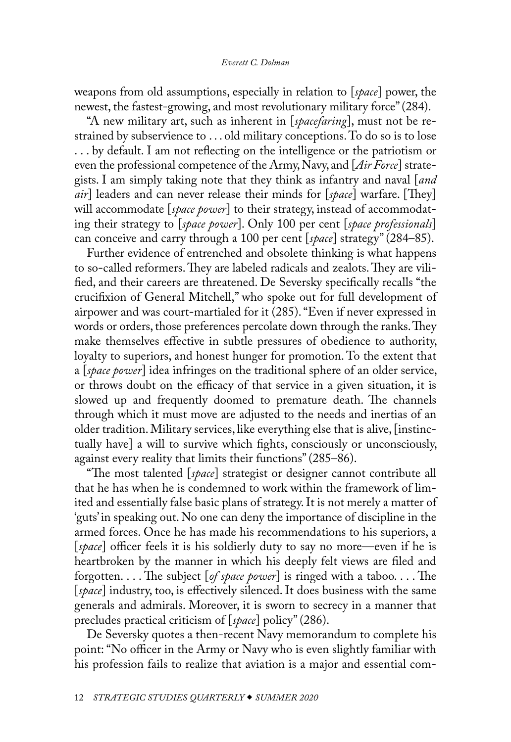weapons from old assumptions, especially in relation to [*space*] power, the newest, the fastest-growing, and most revolutionary military force" (284).

"A new military art, such as inherent in [*spacefaring*], must not be restrained by subservience to . . . old military conceptions. To do so is to lose . . . by default. I am not reflecting on the intelligence or the patriotism or even the professional competence of the Army, Navy, and [*Air Force*] strategists. I am simply taking note that they think as infantry and naval [*and air*] leaders and can never release their minds for [*space*] warfare. [They] will accommodate [*space power*] to their strategy, instead of accommodating their strategy to [*space power*]. Only 100 per cent [*space professionals*] can conceive and carry through a 100 per cent [*space*] strategy" (284–85).

Further evidence of entrenched and obsolete thinking is what happens to so-called reformers. They are labeled radicals and zealots. They are vilified, and their careers are threatened. De Seversky specifically recalls "the crucifixion of General Mitchell," who spoke out for full development of airpower and was court-martialed for it (285). "Even if never expressed in words or orders, those preferences percolate down through the ranks. They make themselves effective in subtle pressures of obedience to authority, loyalty to superiors, and honest hunger for promotion. To the extent that a [*space power*] idea infringes on the traditional sphere of an older service, or throws doubt on the efficacy of that service in a given situation, it is slowed up and frequently doomed to premature death. The channels through which it must move are adjusted to the needs and inertias of an older tradition. Military services, like everything else that is alive, [instinctually have] a will to survive which fights, consciously or unconsciously, against every reality that limits their functions" (285–86).

"The most talented [*space*] strategist or designer cannot contribute all that he has when he is condemned to work within the framework of limited and essentially false basic plans of strategy. It is not merely a matter of 'guts' in speaking out. No one can deny the importance of discipline in the armed forces. Once he has made his recommendations to his superiors, a [*space*] officer feels it is his soldierly duty to say no more—even if he is heartbroken by the manner in which his deeply felt views are filed and forgotten. . . . The subject [*of space power*] is ringed with a taboo. . . . The [*space*] industry, too, is effectively silenced. It does business with the same generals and admirals. Moreover, it is sworn to secrecy in a manner that precludes practical criticism of [*space*] policy" (286).

De Seversky quotes a then-recent Navy memorandum to complete his point: "No officer in the Army or Navy who is even slightly familiar with his profession fails to realize that aviation is a major and essential com-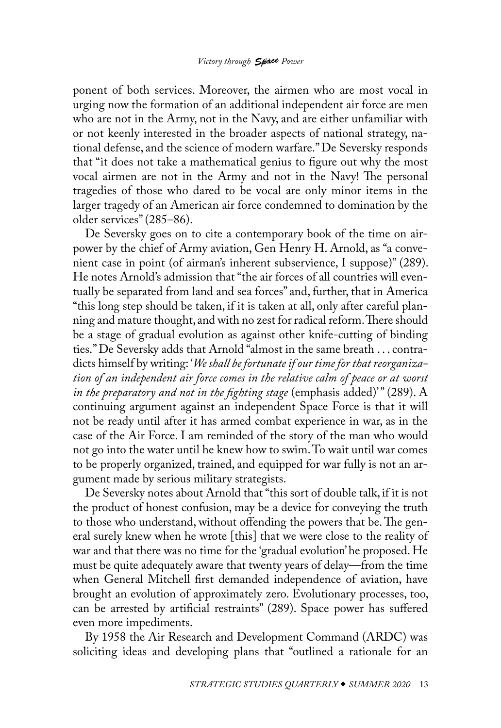ponent of both services. Moreover, the airmen who are most vocal in urging now the formation of an additional independent air force are men who are not in the Army, not in the Navy, and are either unfamiliar with or not keenly interested in the broader aspects of national strategy, national defense, and the science of modern warfare." De Seversky responds that "it does not take a mathematical genius to figure out why the most vocal airmen are not in the Army and not in the Navy! The personal tragedies of those who dared to be vocal are only minor items in the larger tragedy of an American air force condemned to domination by the older services" (285–86).

De Seversky goes on to cite a contemporary book of the time on airpower by the chief of Army aviation, Gen Henry H. Arnold, as "a convenient case in point (of airman's inherent subservience, I suppose)" (289). He notes Arnold's admission that "the air forces of all countries will eventually be separated from land and sea forces" and, further, that in America "this long step should be taken, if it is taken at all, only after careful planning and mature thought, and with no zest for radical reform. There should be a stage of gradual evolution as against other knife-cutting of binding ties." De Seversky adds that Arnold "almost in the same breath . . . contradicts himself by writing: '*We shall be fortunate if our time for that reorganization of an independent air force comes in the relative calm of peace or at worst in the preparatory and not in the fighting stage* (emphasis added)'" (289). A continuing argument against an independent Space Force is that it will not be ready until after it has armed combat experience in war, as in the case of the Air Force. I am reminded of the story of the man who would not go into the water until he knew how to swim. To wait until war comes to be properly organized, trained, and equipped for war fully is not an argument made by serious military strategists.

De Seversky notes about Arnold that "this sort of double talk, if it is not the product of honest confusion, may be a device for conveying the truth to those who understand, without offending the powers that be. The general surely knew when he wrote [this] that we were close to the reality of war and that there was no time for the 'gradual evolution' he proposed. He must be quite adequately aware that twenty years of delay—from the time when General Mitchell first demanded independence of aviation, have brought an evolution of approximately zero. Evolutionary processes, too, can be arrested by artificial restraints" (289). Space power has suffered even more impediments.

By 1958 the Air Research and Development Command (ARDC) was soliciting ideas and developing plans that "outlined a rationale for an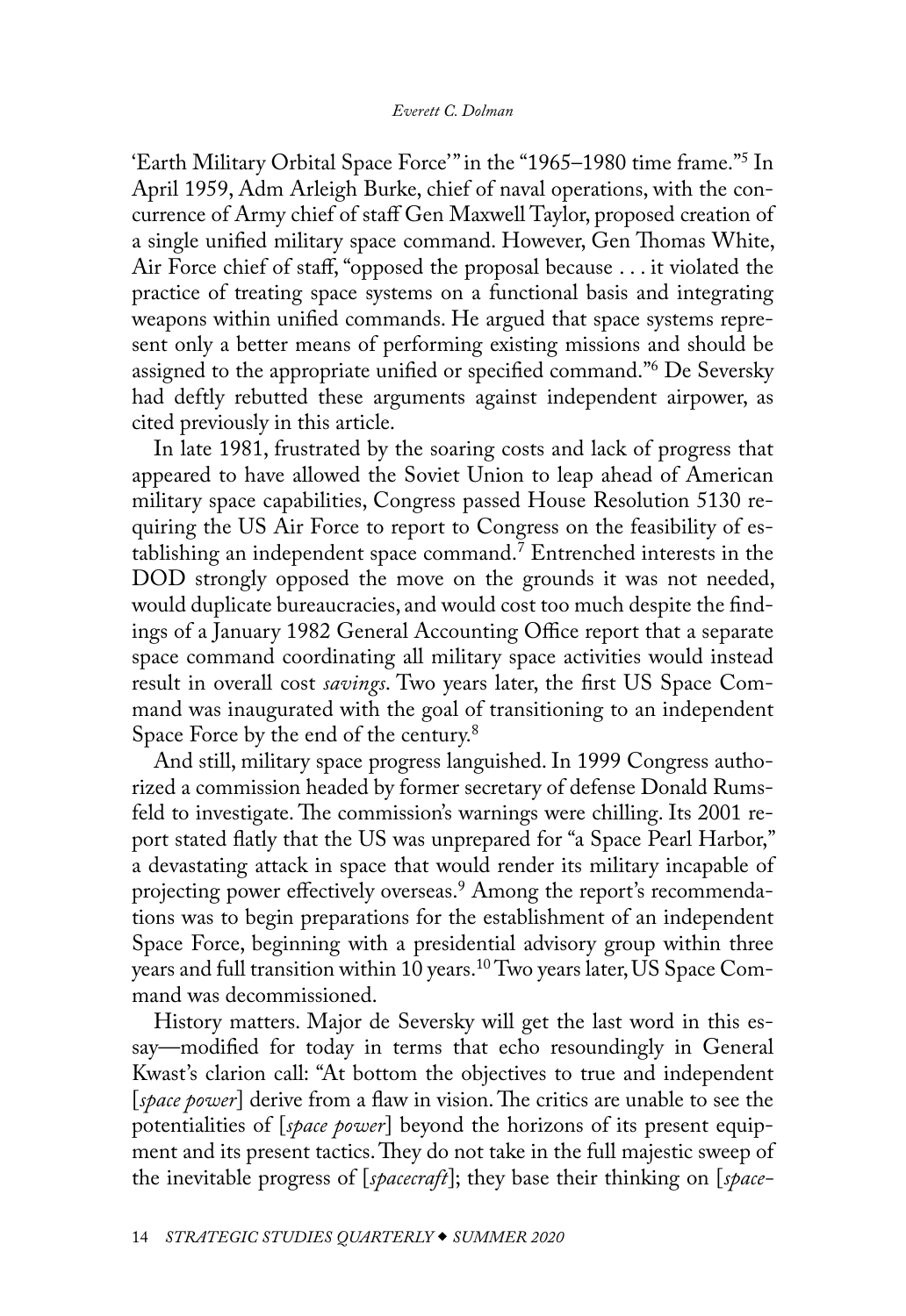'Earth Military Orbital Space Force'" in the "1965–1980 time frame."[5] In April 1959, Adm Arleigh Burke, chief of naval operations, with the concurrence of Army chief of staff Gen Maxwell Taylor, proposed creation of a single unified military space command. However, Gen Thomas White, Air Force chief of staff, "opposed the proposal because . . . it violated the practice of treating space systems on a functional basis and integrating weapons within unified commands. He argued that space systems represent only a better means of performing existing missions and should be assigned to the appropriate unified or specified command."[6] De Seversky had deftly rebutted these arguments against independent airpower, as cited previously in this article.

In late 1981, frustrated by the soaring costs and lack of progress that appeared to have allowed the Soviet Union to leap ahead of American military space capabilities, Congress passed House Resolution 5130 requiring the US Air Force to report to Congress on the feasibility of establishing an independent space command.[7] Entrenched interests in the DOD strongly opposed the move on the grounds it was not needed, would duplicate bureaucracies, and would cost too much despite the findings of a January 1982 General Accounting Office report that a separate space command coordinating all military space activities would instead result in overall cost *savings*. Two years later, the first US Space Command was inaugurated with the goal of transitioning to an independent Space Force by the end of the century.[8]

And still, military space progress languished. In 1999 Congress authorized a commission headed by former secretary of defense Donald Rumsfeld to investigate. The commission's warnings were chilling. Its 2001 report stated flatly that the US was unprepared for "a Space Pearl Harbor," a devastating attack in space that would render its military incapable of projecting power effectively overseas.[9] Among the report's recommendations was to begin preparations for the establishment of an independent Space Force, beginning with a presidential advisory group within three years and full transition within 10 years.[10] Two years later, US Space Command was decommissioned.

History matters. Major de Seversky will get the last word in this essay—modified for today in terms that echo resoundingly in General Kwast's clarion call: "At bottom the objectives to true and independent [*space power*] derive from a flaw in vision. The critics are unable to see the potentialities of [*space power*] beyond the horizons of its present equipment and its present tactics. They do not take in the full majestic sweep of the inevitable progress of [*spacecraft*]; they base their thinking on [*space-*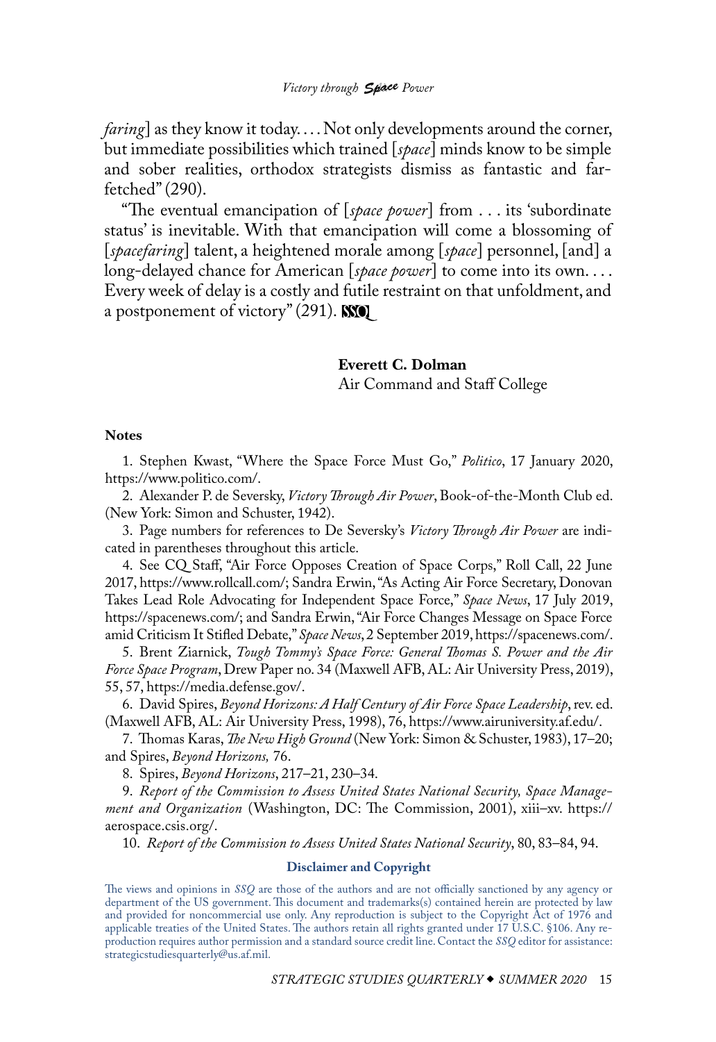*faring*] as they know it today. . . . Not only developments around the corner, but immediate possibilities which trained [*space*] minds know to be simple and sober realities, orthodox strategists dismiss as fantastic and far-fetched" (290).

"The eventual emancipation of [*space power*] from . . . its 'subordinate status' is inevitable. With that emancipation will come a blossoming of [*spacefaring*] talent, a heightened morale among [*space*] personnel, [and] a long-delayed chance for American [*space power*] to come into its own. . . . Every week of delay is a costly and futile restraint on that unfoldment, and a postponement of victory" (291).

**Everett C. Dolman**
Air Command and Staff College

**Notes**

1. Stephen Kwast, "Where the Space Force Must Go," *Politico*, 17 January 2020, https://www.politico.com/.

2. Alexander P. de Seversky, *Victory Through Air Power*, Book-of-the-Month Club ed. (New York: Simon and Schuster, 1942).

3. Page numbers for references to De Seversky's *Victory Through Air Power* are indicated in parentheses throughout this article.

4. See CQ Staff, "Air Force Opposes Creation of Space Corps," Roll Call, 22 June 2017, https://www.rollcall.com/; Sandra Erwin, "As Acting Air Force Secretary, Donovan Takes Lead Role Advocating for Independent Space Force," *Space News*, 17 July 2019, https://spacenews.com/; and Sandra Erwin, "Air Force Changes Message on Space Force amid Criticism It Stifled Debate," *Space News*, 2 September 2019, https://spacenews.com/.

5. Brent Ziarnick, *Tough Tommy's Space Force: General Thomas S. Power and the Air Force Space Program*, Drew Paper no. 34 (Maxwell AFB, AL: Air University Press, 2019), 55, 57, https://media.defense.gov/.

6. David Spires, *Beyond Horizons: A Half Century of Air Force Space Leadership*, rev. ed. (Maxwell AFB, AL: Air University Press, 1998), 76, https://www.airuniversity.af.edu/.

7. Thomas Karas, *The New High Ground* (New York: Simon & Schuster, 1983), 17–20; and Spires, *Beyond Horizons,* 76.

8. Spires, *Beyond Horizons*, 217–21, 230–34.

9. *Report of the Commission to Assess United States National Security, Space Management and Organization* (Washington, DC: The Commission, 2001), xiii–xv. https://aerospace.csis.org/.

10. *Report of the Commission to Assess United States National Security*, 80, 83–84, 94.

**Disclaimer and Copyright**

The views and opinions in *SSQ* are those of the authors and are not officially sanctioned by any agency or department of the US government. This document and trademarks(s) contained herein are protected by law and provided for noncommercial use only. Any reproduction is subject to the Copyright Act of 1976 and applicable treaties of the United States. The authors retain all rights granted under 17 U.S.C. §106. Any reproduction requires author permission and a standard source credit line. Contact the *SSQ* editor for assistance: strategicstudiesquarterly@us.af.mil.